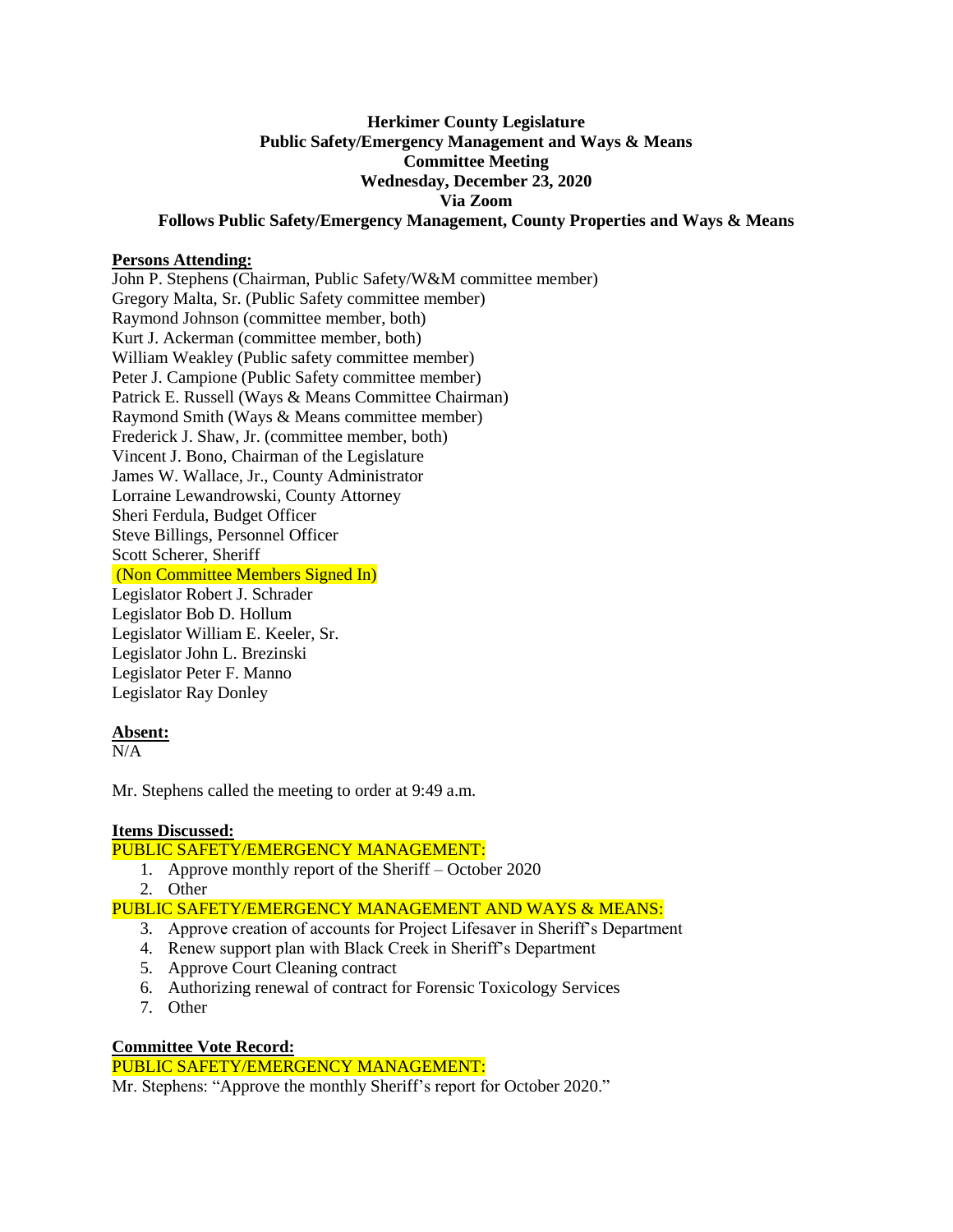**Herkimer County Legislature**
**Public Safety/Emergency Management and Ways & Means**
**Committee Meeting**
**Wednesday, December 23, 2020**
**Via Zoom**
**Follows Public Safety/Emergency Management, County Properties and Ways & Means**

**Persons Attending:**

John P. Stephens (Chairman, Public Safety/W&M committee member)
Gregory Malta, Sr. (Public Safety committee member)
Raymond Johnson (committee member, both)
Kurt J. Ackerman (committee member, both)
William Weakley (Public safety committee member)
Peter J. Campione (Public Safety committee member)
Patrick E. Russell (Ways & Means Committee Chairman)
Raymond Smith (Ways & Means committee member)
Frederick J. Shaw, Jr. (committee member, both)
Vincent J. Bono, Chairman of the Legislature
James W. Wallace, Jr., County Administrator
Lorraine Lewandrowski, County Attorney
Sheri Ferdula, Budget Officer
Steve Billings, Personnel Officer
Scott Scherer, Sheriff
(Non Committee Members Signed In)
Legislator Robert J. Schrader
Legislator Bob D. Hollum
Legislator William E. Keeler, Sr.
Legislator John L. Brezinski
Legislator Peter F. Manno
Legislator Ray Donley

**Absent:**

N/A

Mr. Stephens called the meeting to order at 9:49 a.m.

**Items Discussed:**

PUBLIC SAFETY/EMERGENCY MANAGEMENT:

1. Approve monthly report of the Sheriff – October 2020
2. Other

PUBLIC SAFETY/EMERGENCY MANAGEMENT AND WAYS & MEANS:

3. Approve creation of accounts for Project Lifesaver in Sheriff's Department
4. Renew support plan with Black Creek in Sheriff's Department
5. Approve Court Cleaning contract
6. Authorizing renewal of contract for Forensic Toxicology Services
7. Other

**Committee Vote Record:**

PUBLIC SAFETY/EMERGENCY MANAGEMENT:

Mr. Stephens: "Approve the monthly Sheriff's report for October 2020."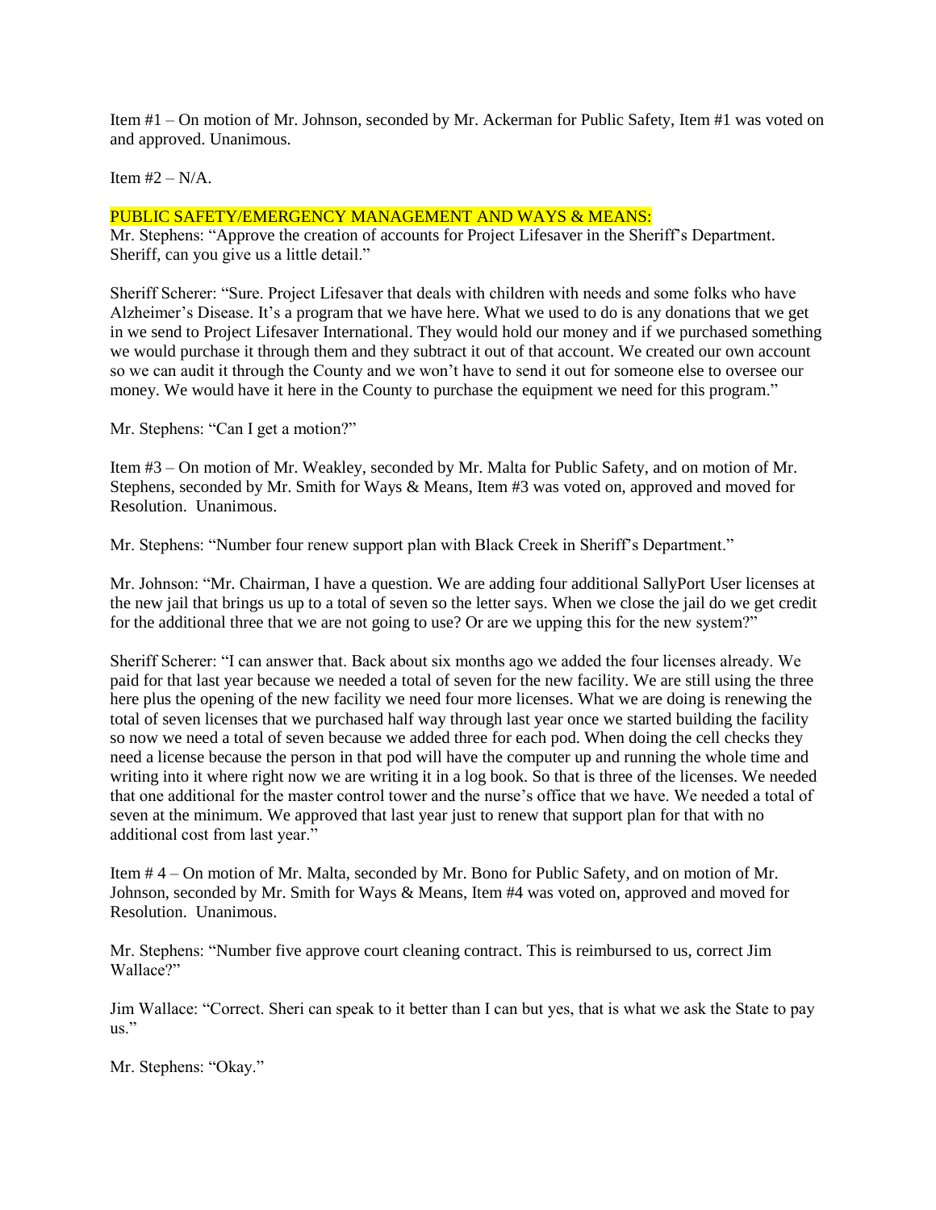Item #1 – On motion of Mr. Johnson, seconded by Mr. Ackerman for Public Safety, Item #1 was voted on and approved. Unanimous.

Item #2 – N/A.

PUBLIC SAFETY/EMERGENCY MANAGEMENT AND WAYS & MEANS:

Mr. Stephens: "Approve the creation of accounts for Project Lifesaver in the Sheriff's Department. Sheriff, can you give us a little detail."

Sheriff Scherer: "Sure. Project Lifesaver that deals with children with needs and some folks who have Alzheimer's Disease. It's a program that we have here. What we used to do is any donations that we get in we send to Project Lifesaver International. They would hold our money and if we purchased something we would purchase it through them and they subtract it out of that account. We created our own account so we can audit it through the County and we won't have to send it out for someone else to oversee our money. We would have it here in the County to purchase the equipment we need for this program."

Mr. Stephens: "Can I get a motion?"

Item #3 – On motion of Mr. Weakley, seconded by Mr. Malta for Public Safety, and on motion of Mr. Stephens, seconded by Mr. Smith for Ways & Means, Item #3 was voted on, approved and moved for Resolution. Unanimous.

Mr. Stephens: "Number four renew support plan with Black Creek in Sheriff's Department."

Mr. Johnson: "Mr. Chairman, I have a question. We are adding four additional SallyPort User licenses at the new jail that brings us up to a total of seven so the letter says. When we close the jail do we get credit for the additional three that we are not going to use? Or are we upping this for the new system?"

Sheriff Scherer: "I can answer that. Back about six months ago we added the four licenses already. We paid for that last year because we needed a total of seven for the new facility. We are still using the three here plus the opening of the new facility we need four more licenses. What we are doing is renewing the total of seven licenses that we purchased half way through last year once we started building the facility so now we need a total of seven because we added three for each pod. When doing the cell checks they need a license because the person in that pod will have the computer up and running the whole time and writing into it where right now we are writing it in a log book. So that is three of the licenses. We needed that one additional for the master control tower and the nurse's office that we have. We needed a total of seven at the minimum. We approved that last year just to renew that support plan for that with no additional cost from last year."

Item # 4 – On motion of Mr. Malta, seconded by Mr. Bono for Public Safety, and on motion of Mr. Johnson, seconded by Mr. Smith for Ways & Means, Item #4 was voted on, approved and moved for Resolution. Unanimous.

Mr. Stephens: "Number five approve court cleaning contract. This is reimbursed to us, correct Jim Wallace?"

Jim Wallace: "Correct. Sheri can speak to it better than I can but yes, that is what we ask the State to pay us."

Mr. Stephens: "Okay."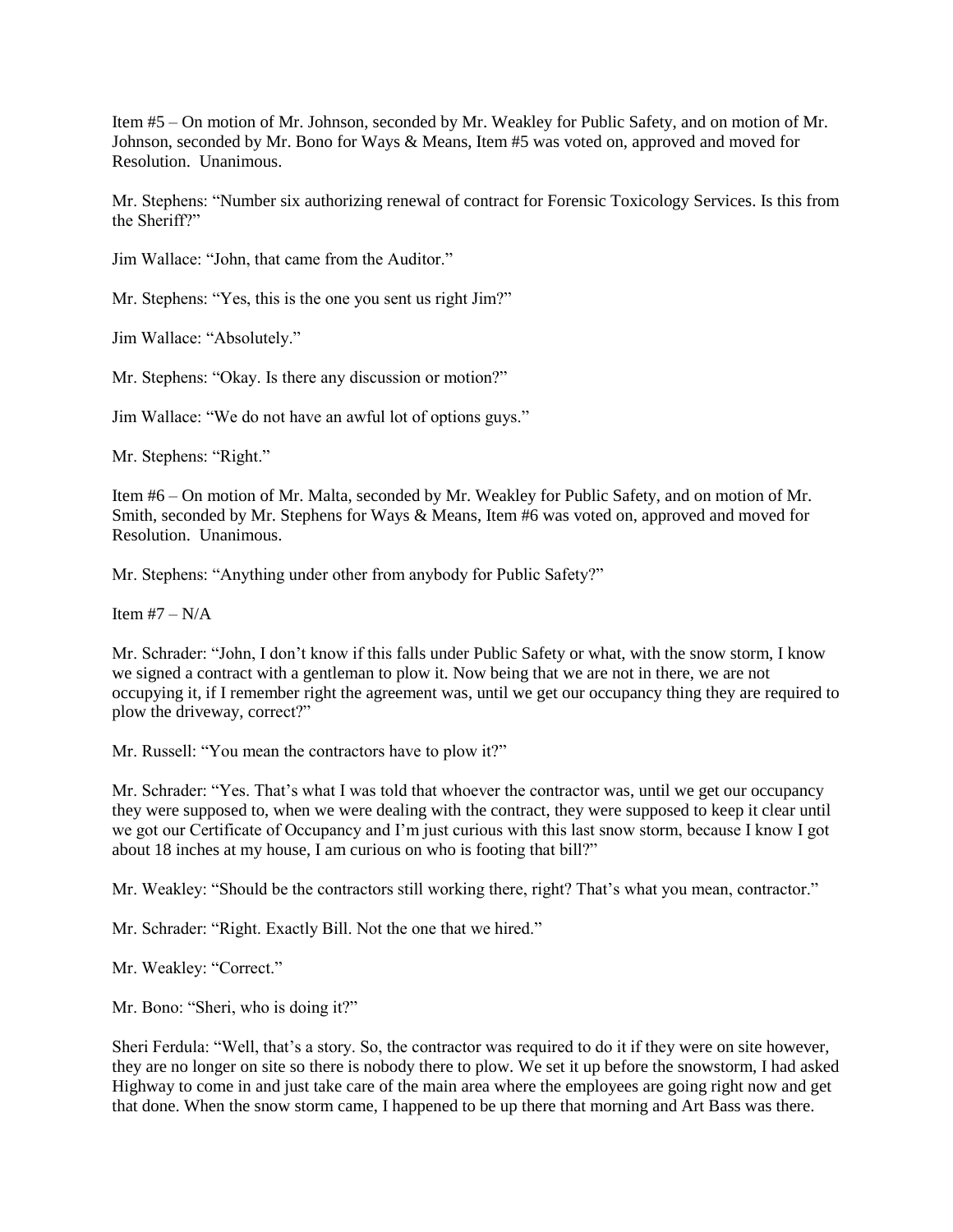Item #5 – On motion of Mr. Johnson, seconded by Mr. Weakley for Public Safety, and on motion of Mr. Johnson, seconded by Mr. Bono for Ways & Means, Item #5 was voted on, approved and moved for Resolution. Unanimous.

Mr. Stephens: "Number six authorizing renewal of contract for Forensic Toxicology Services. Is this from the Sheriff?"

Jim Wallace: "John, that came from the Auditor."

Mr. Stephens: "Yes, this is the one you sent us right Jim?"

Jim Wallace: "Absolutely."

Mr. Stephens: "Okay. Is there any discussion or motion?"

Jim Wallace: "We do not have an awful lot of options guys."

Mr. Stephens: "Right."

Item #6 – On motion of Mr. Malta, seconded by Mr. Weakley for Public Safety, and on motion of Mr. Smith, seconded by Mr. Stephens for Ways & Means, Item #6 was voted on, approved and moved for Resolution. Unanimous.

Mr. Stephens: "Anything under other from anybody for Public Safety?"

Item #7 – N/A

Mr. Schrader: "John, I don't know if this falls under Public Safety or what, with the snow storm, I know we signed a contract with a gentleman to plow it. Now being that we are not in there, we are not occupying it, if I remember right the agreement was, until we get our occupancy thing they are required to plow the driveway, correct?"

Mr. Russell: "You mean the contractors have to plow it?"

Mr. Schrader: "Yes. That's what I was told that whoever the contractor was, until we get our occupancy they were supposed to, when we were dealing with the contract, they were supposed to keep it clear until we got our Certificate of Occupancy and I'm just curious with this last snow storm, because I know I got about 18 inches at my house, I am curious on who is footing that bill?"

Mr. Weakley: "Should be the contractors still working there, right? That's what you mean, contractor."

Mr. Schrader: "Right. Exactly Bill. Not the one that we hired."

Mr. Weakley: "Correct."

Mr. Bono: "Sheri, who is doing it?"

Sheri Ferdula: "Well, that's a story. So, the contractor was required to do it if they were on site however, they are no longer on site so there is nobody there to plow. We set it up before the snowstorm, I had asked Highway to come in and just take care of the main area where the employees are going right now and get that done. When the snow storm came, I happened to be up there that morning and Art Bass was there.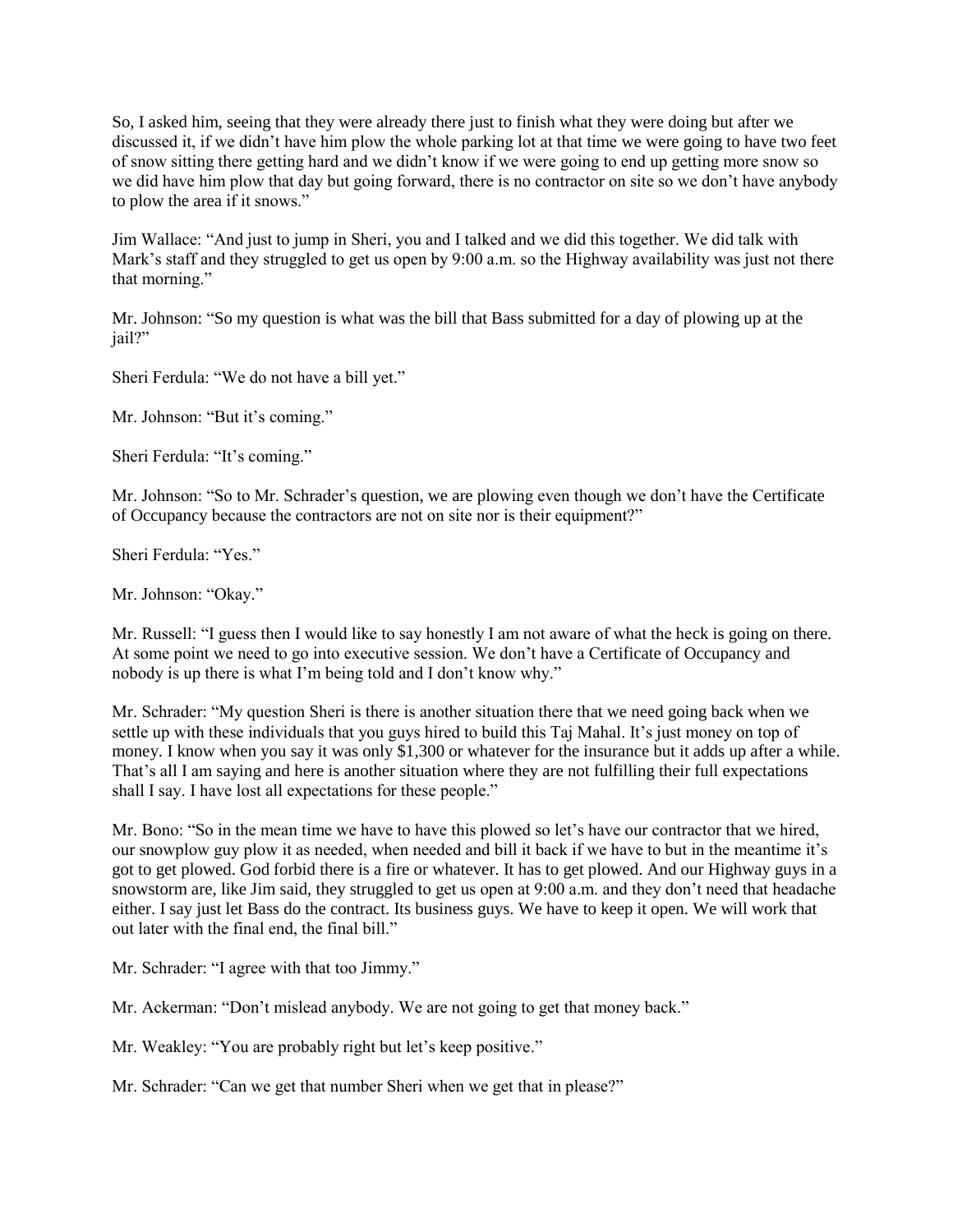So, I asked him, seeing that they were already there just to finish what they were doing but after we discussed it, if we didn't have him plow the whole parking lot at that time we were going to have two feet of snow sitting there getting hard and we didn't know if we were going to end up getting more snow so we did have him plow that day but going forward, there is no contractor on site so we don't have anybody to plow the area if it snows."

Jim Wallace: "And just to jump in Sheri, you and I talked and we did this together. We did talk with Mark's staff and they struggled to get us open by 9:00 a.m. so the Highway availability was just not there that morning."

Mr. Johnson: "So my question is what was the bill that Bass submitted for a day of plowing up at the jail?"

Sheri Ferdula: "We do not have a bill yet."

Mr. Johnson: "But it's coming."

Sheri Ferdula: "It's coming."

Mr. Johnson: "So to Mr. Schrader's question, we are plowing even though we don't have the Certificate of Occupancy because the contractors are not on site nor is their equipment?"

Sheri Ferdula: "Yes."

Mr. Johnson: "Okay."

Mr. Russell: "I guess then I would like to say honestly I am not aware of what the heck is going on there. At some point we need to go into executive session. We don't have a Certificate of Occupancy and nobody is up there is what I'm being told and I don't know why."

Mr. Schrader: "My question Sheri is there is another situation there that we need going back when we settle up with these individuals that you guys hired to build this Taj Mahal. It's just money on top of money. I know when you say it was only $1,300 or whatever for the insurance but it adds up after a while. That's all I am saying and here is another situation where they are not fulfilling their full expectations shall I say. I have lost all expectations for these people."

Mr. Bono: "So in the mean time we have to have this plowed so let's have our contractor that we hired, our snowplow guy plow it as needed, when needed and bill it back if we have to but in the meantime it's got to get plowed. God forbid there is a fire or whatever. It has to get plowed. And our Highway guys in a snowstorm are, like Jim said, they struggled to get us open at 9:00 a.m. and they don't need that headache either. I say just let Bass do the contract. Its business guys. We have to keep it open. We will work that out later with the final end, the final bill."

Mr. Schrader: "I agree with that too Jimmy."

Mr. Ackerman: "Don't mislead anybody. We are not going to get that money back."

Mr. Weakley: "You are probably right but let's keep positive."

Mr. Schrader: "Can we get that number Sheri when we get that in please?"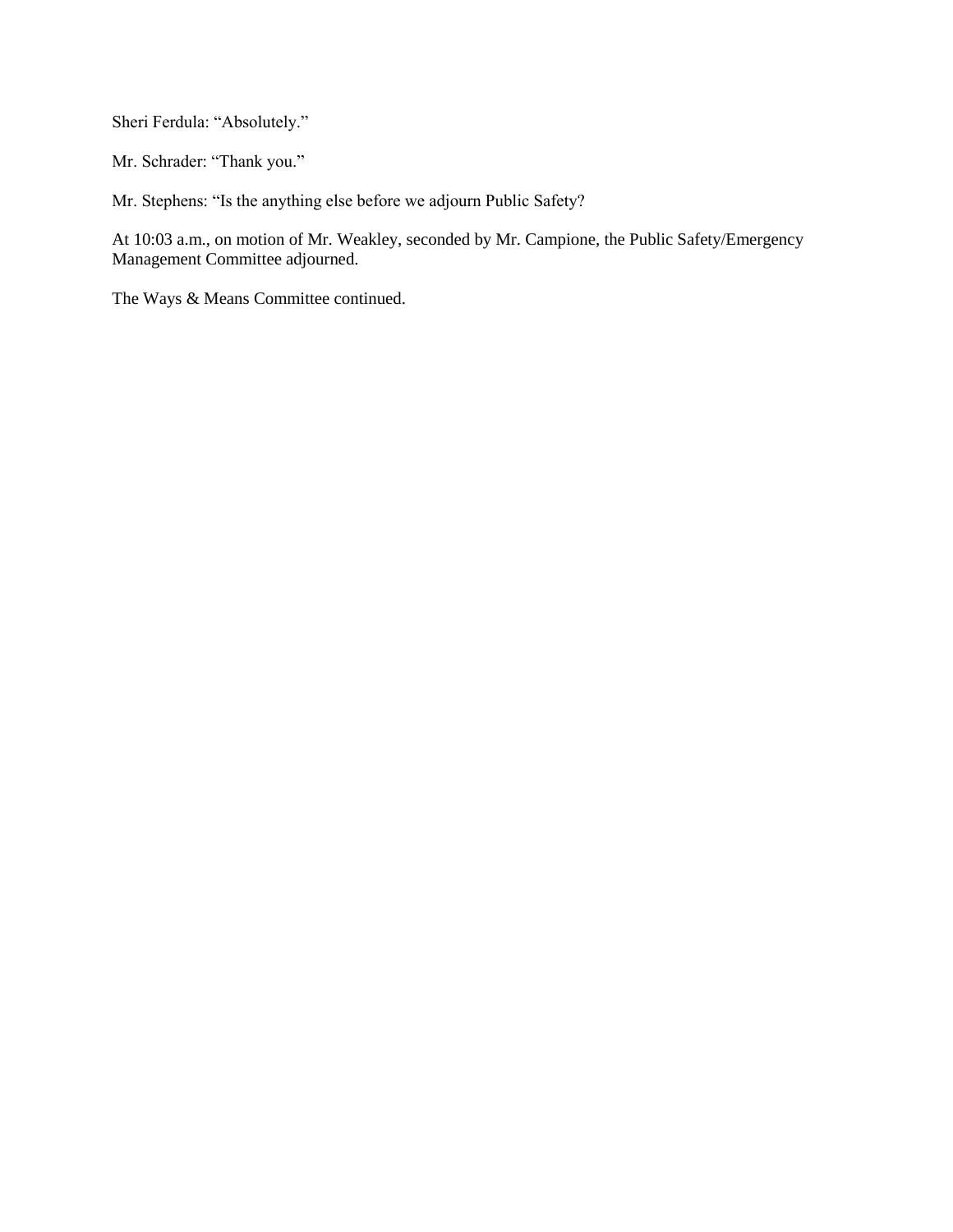Sheri Ferdula: “Absolutely.”

Mr. Schrader: “Thank you.”

Mr. Stephens: “Is the anything else before we adjourn Public Safety?

At 10:03 a.m., on motion of Mr. Weakley, seconded by Mr. Campione, the Public Safety/Emergency Management Committee adjourned.

The Ways & Means Committee continued.